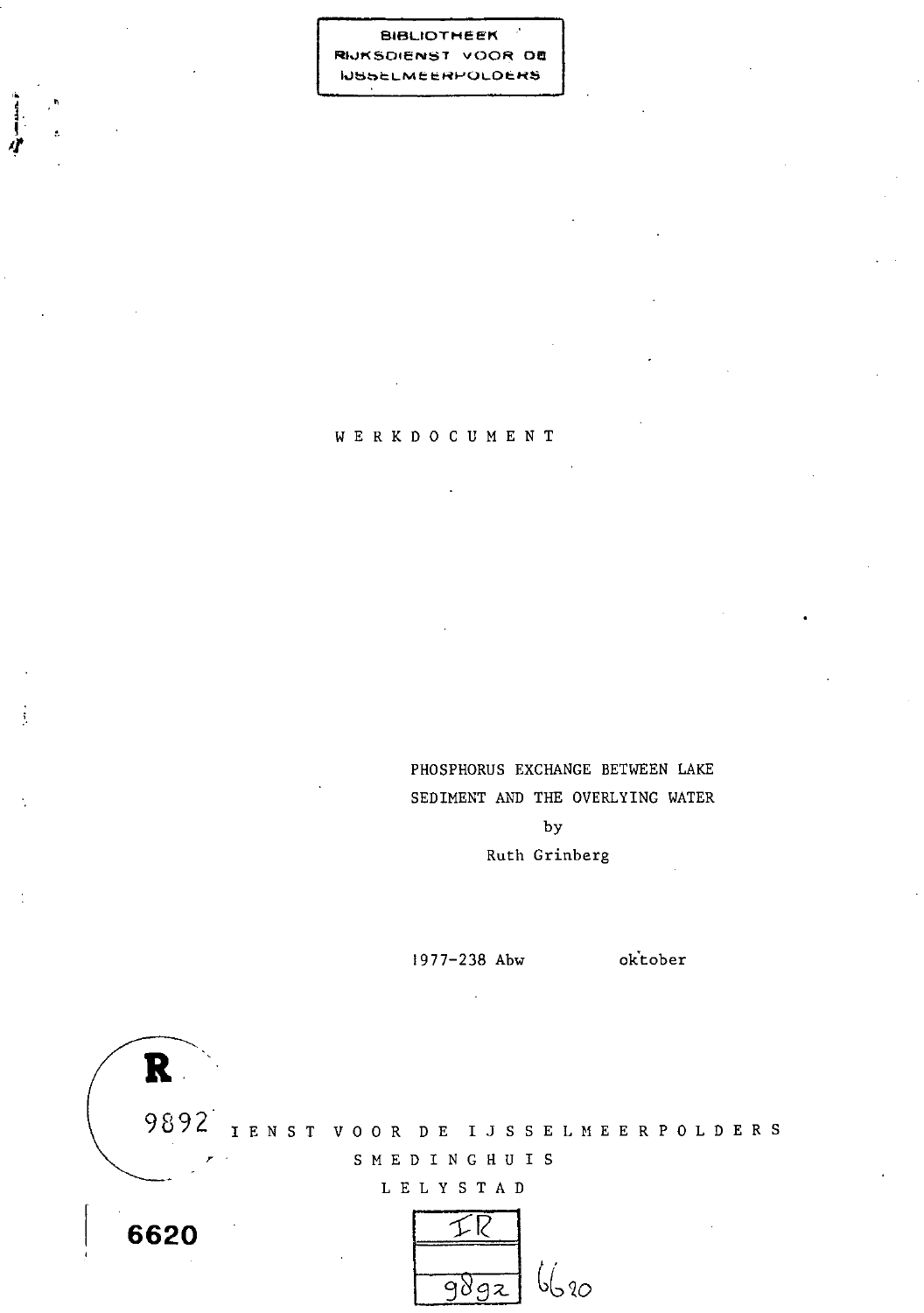BIBLIOTHEEK
RIJKSDIENST VOOR DE
IJSSELMEERPOLDERS

WERKDOCUMENT

PHOSPHORUS EXCHANGE BETWEEN LAKE
SEDIMENT AND THE OVERLYING WATER

by

Ruth Grinberg

1977-238 Abw oktober

R
9892

IENST VOOR DE IJSSELMEERPOLDERS
SMEDINGHUIS
LELYSTAD

6620

IR
9892 6620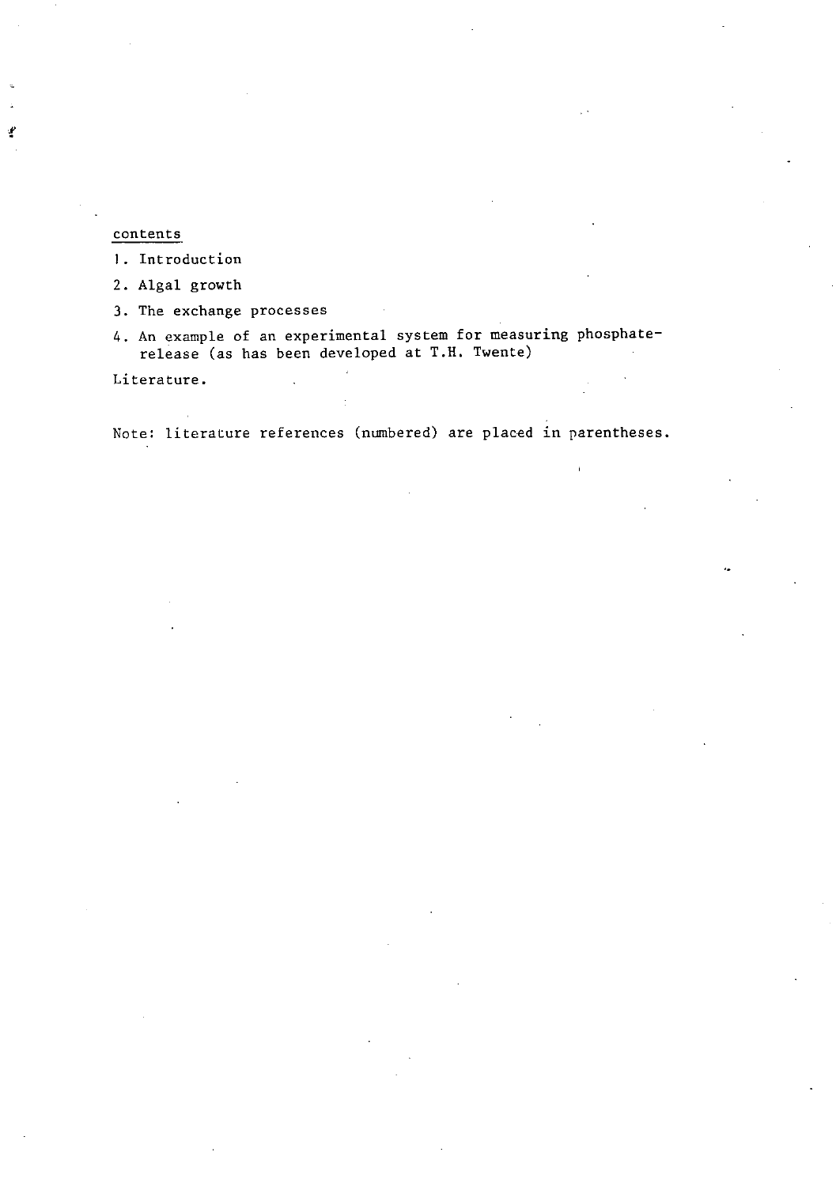## contents

1. Introduction
2. Algal growth
3. The exchange processes
4. An example of an experimental system for measuring phosphate-release (as has been developed at T.H. Twente)

Literature.

Note: literature references (numbered) are placed in parentheses.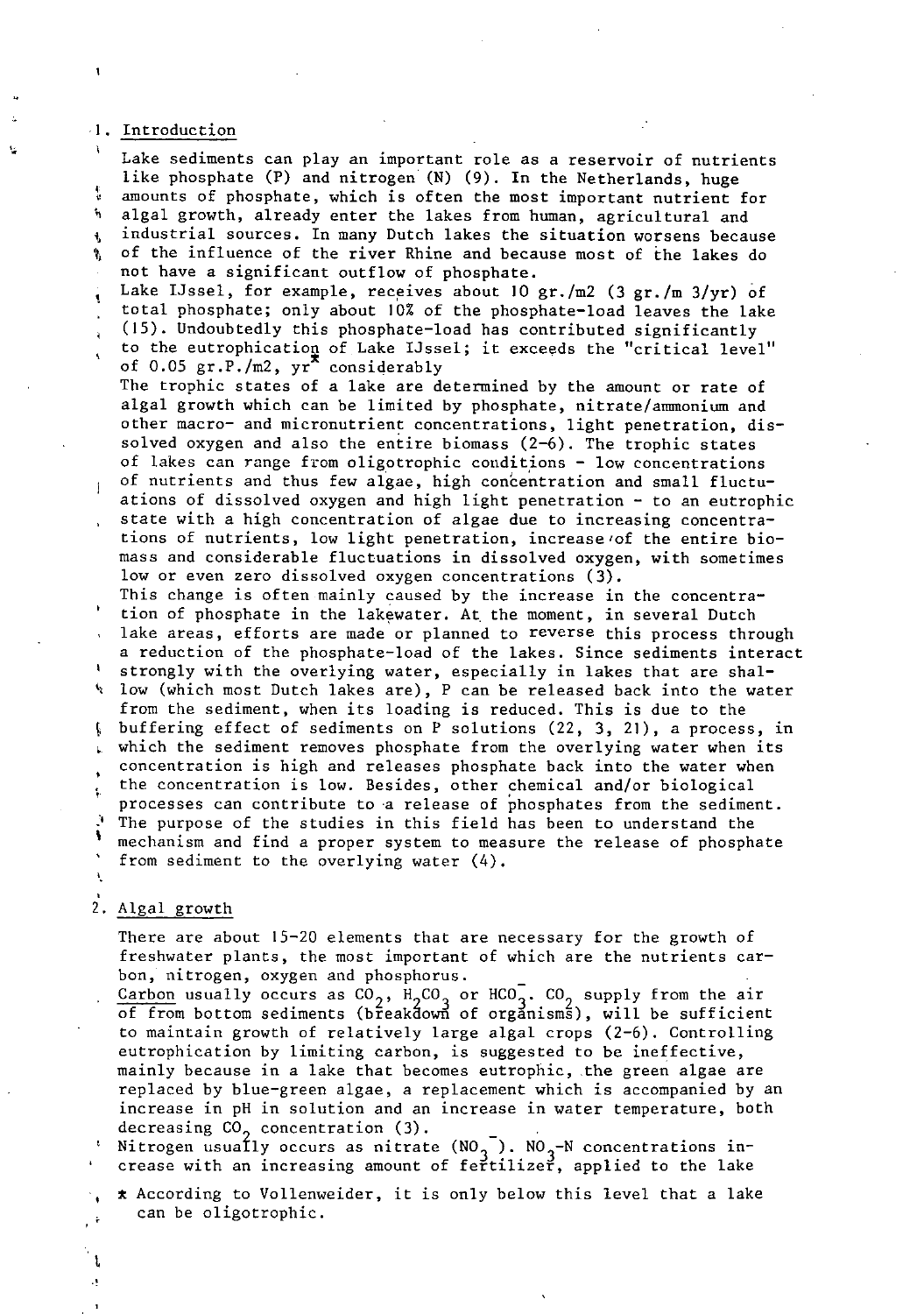## 1. Introduction

Lake sediments can play an important role as a reservoir of nutrients like phosphate (P) and nitrogen (N) (9). In the Netherlands, huge amounts of phosphate, which is often the most important nutrient for algal growth, already enter the lakes from human, agricultural and industrial sources. In many Dutch lakes the situation worsens because of the influence of the river Rhine and because most of the lakes do not have a significant outflow of phosphate.
Lake IJssel, for example, receives about 10 gr./m2 (3 gr./m 3/yr) of total phosphate; only about 10% of the phosphate-load leaves the lake (15). Undoubtedly this phosphate-load has contributed significantly to the eutrophication of Lake IJssel; it exceeds the "critical level" of 0.05 gr.P./m2, yr* considerably
The trophic states of a lake are determined by the amount or rate of algal growth which can be limited by phosphate, nitrate/ammonium and other macro- and micronutrient concentrations, light penetration, dissolved oxygen and also the entire biomass (2-6). The trophic states of lakes can range from oligotrophic conditions - low concentrations of nutrients and thus few algae, high concentration and small fluctuations of dissolved oxygen and high light penetration - to an eutrophic state with a high concentration of algae due to increasing concentrations of nutrients, low light penetration, increase of the entire biomass and considerable fluctuations in dissolved oxygen, with sometimes low or even zero dissolved oxygen concentrations (3).
This change is often mainly caused by the increase in the concentration of phosphate in the lakewater. At the moment, in several Dutch lake areas, efforts are made or planned to reverse this process through a reduction of the phosphate-load of the lakes. Since sediments interact strongly with the overlying water, especially in lakes that are shallow (which most Dutch lakes are), P can be released back into the water from the sediment, when its loading is reduced. This is due to the buffering effect of sediments on P solutions (22, 3, 21), a process, in which the sediment removes phosphate from the overlying water when its concentration is high and releases phosphate back into the water when the concentration is low. Besides, other chemical and/or biological processes can contribute to a release of phosphates from the sediment. The purpose of the studies in this field has been to understand the mechanism and find a proper system to measure the release of phosphate from sediment to the overlying water (4).

## 2. Algal growth

There are about 15-20 elements that are necessary for the growth of freshwater plants, the most important of which are the nutrients carbon, nitrogen, oxygen and phosphorus.
Carbon usually occurs as $CO_2$, $H_2CO_3$ or $HCO_3^-$. $CO_2$ supply from the air of from bottom sediments (breakdown of organisms), will be sufficient to maintain growth of relatively large algal crops (2-6). Controlling eutrophication by limiting carbon, is suggested to be ineffective, mainly because in a lake that becomes eutrophic, the green algae are replaced by blue-green algae, a replacement which is accompanied by an increase in pH in solution and an increase in water temperature, both decreasing $CO_2$ concentration (3).
Nitrogen usually occurs as nitrate ($NO_3^-$). $NO_3$-N concentrations increase with an increasing amount of fertilizer, applied to the lake

* According to Vollenweider, it is only below this level that a lake can be oligotrophic.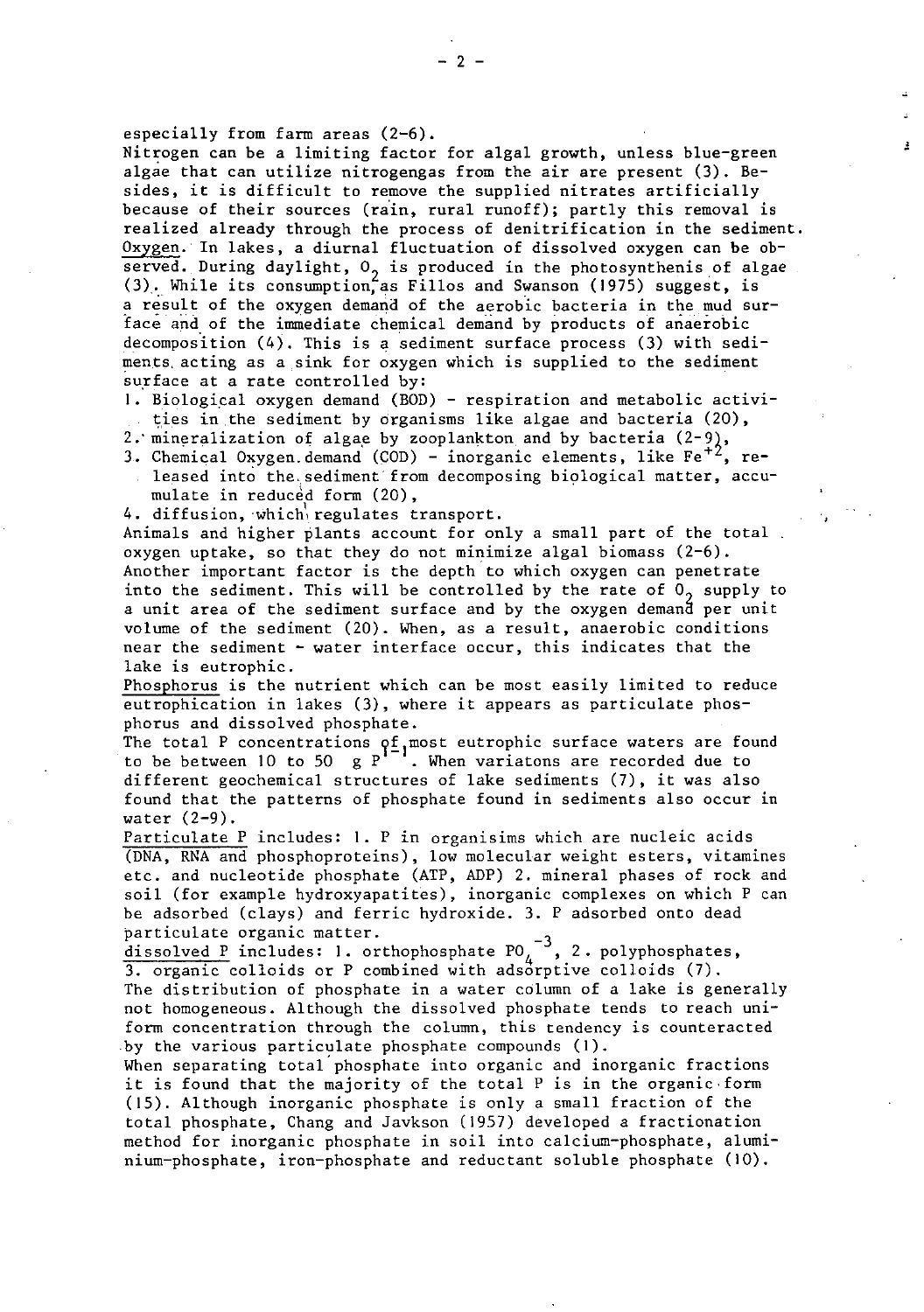especially from farm areas (2-6).
Nitrogen can be a limiting factor for algal growth, unless blue-green algae that can utilize nitrogengas from the air are present (3). Besides, it is difficult to remove the supplied nitrates artificially because of their sources (rain, rural runoff); partly this removal is realized already through the process of denitrification in the sediment.
Oxygen. In lakes, a diurnal fluctuation of dissolved oxygen can be observed. During daylight, $O_2$ is produced in the photosynthenis of algae (3). While its consumption, as Fillos and Swanson (1975) suggest, is a result of the oxygen demand of the aerobic bacteria in the mud surface and of the immediate chemical demand by products of anaerobic decomposition (4). This is a sediment surface process (3) with sediments acting as a sink for oxygen which is supplied to the sediment surface at a rate controlled by:

1. Biological oxygen demand (BOD) - respiration and metabolic activities in the sediment by organisms like algae and bacteria (20),
2. mineralization of algae by zooplankton and by bacteria (2-9),
3. Chemical Oxygen demand (COD) - inorganic elements, like $Fe^{+2}$, released into the sediment from decomposing biological matter, accumulate in reduced form (20),
4. diffusion, which regulates transport.

Animals and higher plants account for only a small part of the total oxygen uptake, so that they do not minimize algal biomass (2-6).
Another important factor is the depth to which oxygen can penetrate into the sediment. This will be controlled by the rate of $O_2$ supply to a unit area of the sediment surface and by the oxygen demand per unit volume of the sediment (20). When, as a result, anaerobic conditions near the sediment - water interface occur, this indicates that the lake is eutrophic.
Phosphorus is the nutrient which can be most easily limited to reduce eutrophication in lakes (3), where it appears as particulate phosphorus and dissolved phosphate.
The total P concentrations of most eutrophic surface waters are found to be between 10 to 50 g $P l^{-1}$. When variatons are recorded due to different geochemical structures of lake sediments (7), it was also found that the patterns of phosphate found in sediments also occur in water (2-9).
Particulate P includes: 1. P in organisims which are nucleic acids (DNA, RNA and phosphoproteins), low molecular weight esters, vitamines etc. and nucleotide phosphate (ATP, ADP) 2. mineral phases of rock and soil (for example hydroxyapatites), inorganic complexes on which P can be adsorbed (clays) and ferric hydroxide. 3. P adsorbed onto dead particulate organic matter.
dissolved P includes: 1. orthophosphate $PO_4^{-3}$, 2. polyphosphates, 3. organic colloids or P combined with adsorptive colloids (7).
The distribution of phosphate in a water column of a lake is generally not homogeneous. Although the dissolved phosphate tends to reach uniform concentration through the column, this tendency is counteracted by the various particulate phosphate compounds (1).
When separating total phosphate into organic and inorganic fractions it is found that the majority of the total P is in the organic form (15). Although inorganic phosphate is only a small fraction of the total phosphate, Chang and Javkson (1957) developed a fractionation method for inorganic phosphate in soil into calcium-phosphate, aluminium-phosphate, iron-phosphate and reductant soluble phosphate (10).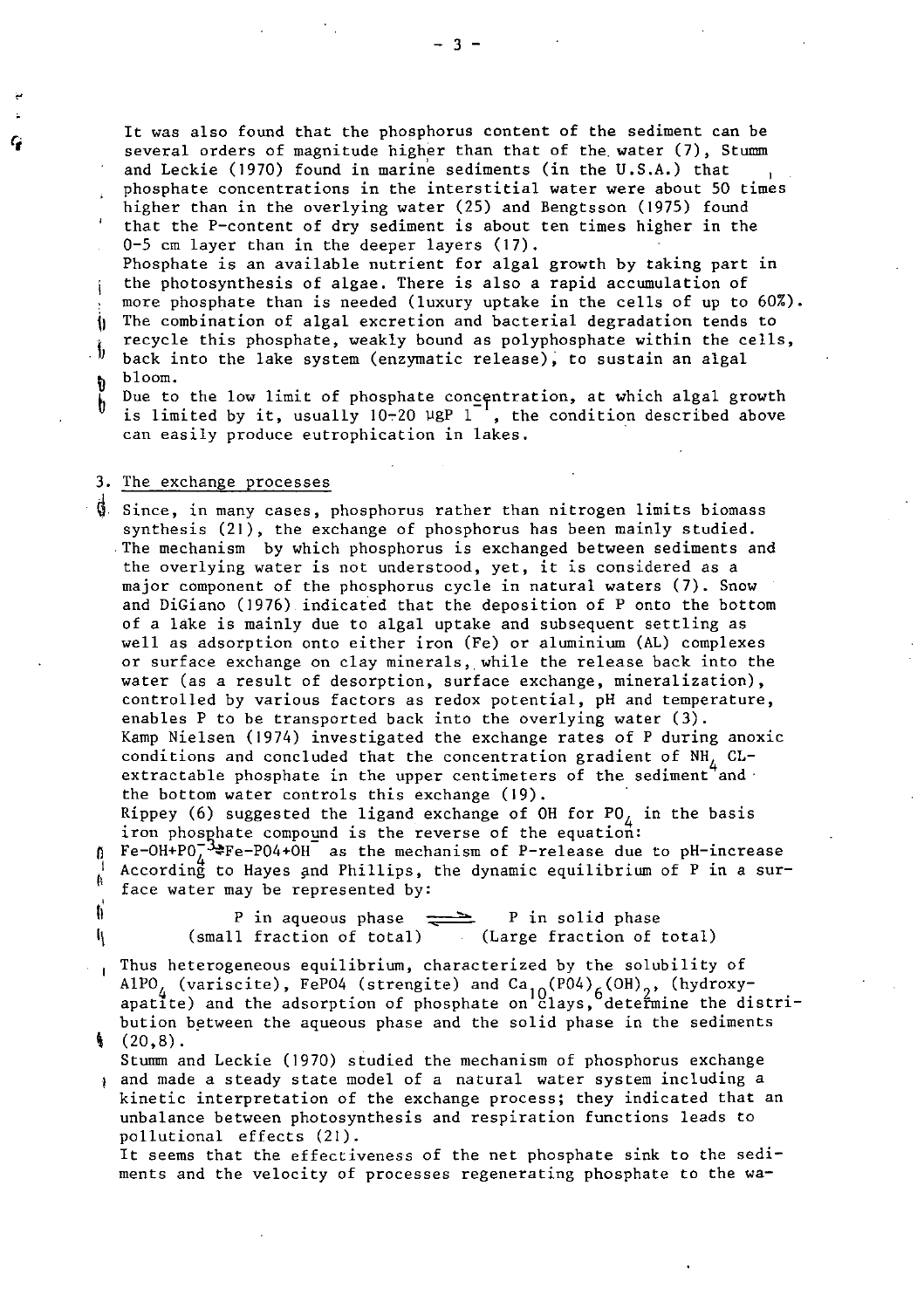It was also found that the phosphorus content of the sediment can be several orders of magnitude higher than that of the water (7), Stumm and Leckie (1970) found in marine sediments (in the U.S.A.) that phosphate concentrations in the interstitial water were about 50 times higher than in the overlying water (25) and Bengtsson (1975) found that the P-content of dry sediment is about ten times higher in the 0-5 cm layer than in the deeper layers (17).
Phosphate is an available nutrient for algal growth by taking part in the photosynthesis of algae. There is also a rapid accumulation of more phosphate than is needed (luxury uptake in the cells of up to 60%). The combination of algal excretion and bacterial degradation tends to recycle this phosphate, weakly bound as polyphosphate within the cells, back into the lake system (enzymatic release), to sustain an algal bloom.
Due to the low limit of phosphate concentration, at which algal growth is limited by it, usually 10-20 $\mu gP\ l^{-1}$, the condition described above can easily produce eutrophication in lakes.

## 3. The exchange processes

Since, in many cases, phosphorus rather than nitrogen limits biomass synthesis (21), the exchange of phosphorus has been mainly studied. The mechanism by which phosphorus is exchanged between sediments and the overlying water is not understood, yet, it is considered as a major component of the phosphorus cycle in natural waters (7). Snow and DiGiano (1976) indicated that the deposition of P onto the bottom of a lake is mainly due to algal uptake and subsequent settling as well as adsorption onto either iron (Fe) or aluminium (AL) complexes or surface exchange on clay minerals, while the release back into the water (as a result of desorption, surface exchange, mineralization), controlled by various factors as redox potential, pH and temperature, enables P to be transported back into the overlying water (3).
Kamp Nielsen (1974) investigated the exchange rates of P during anoxic conditions and concluded that the concentration gradient of $NH_4$ CL-extractable phosphate in the upper centimeters of the sediment and the bottom water controls this exchange (19).
Rippey (6) suggested the ligand exchange of OH for $PO_4$ in the basis iron phosphate compound is the reverse of the equation:
$Fe\text{-}OH + PO_4^{-3} \rightleftharpoons Fe\text{-}PO4 + OH^-$ as the mechanism of P-release due to pH-increase
According to Hayes and Phillips, the dynamic equilibrium of P in a surface water may be represented by:

$$\underset{\text{(small fraction of total)}}{\text{P in aqueous phase}} \rightleftharpoons \underset{\text{(Large fraction of total)}}{\text{P in solid phase}}$$

Thus heterogeneous equilibrium, characterized by the solubility of $AlPO_4$ (variscite), FePO4 (strengite) and $Ca_{10}(PO4)_6(OH)_2$, (hydroxy-apatite) and the adsorption of phosphate on clays, determine the distribution between the aqueous phase and the solid phase in the sediments (20,8).
Stumm and Leckie (1970) studied the mechanism of phosphorus exchange and made a steady state model of a natural water system including a kinetic interpretation of the exchange process; they indicated that an unbalance between photosynthesis and respiration functions leads to pollutional effects (21).
It seems that the effectiveness of the net phosphate sink to the sediments and the velocity of processes regenerating phosphate to the wa-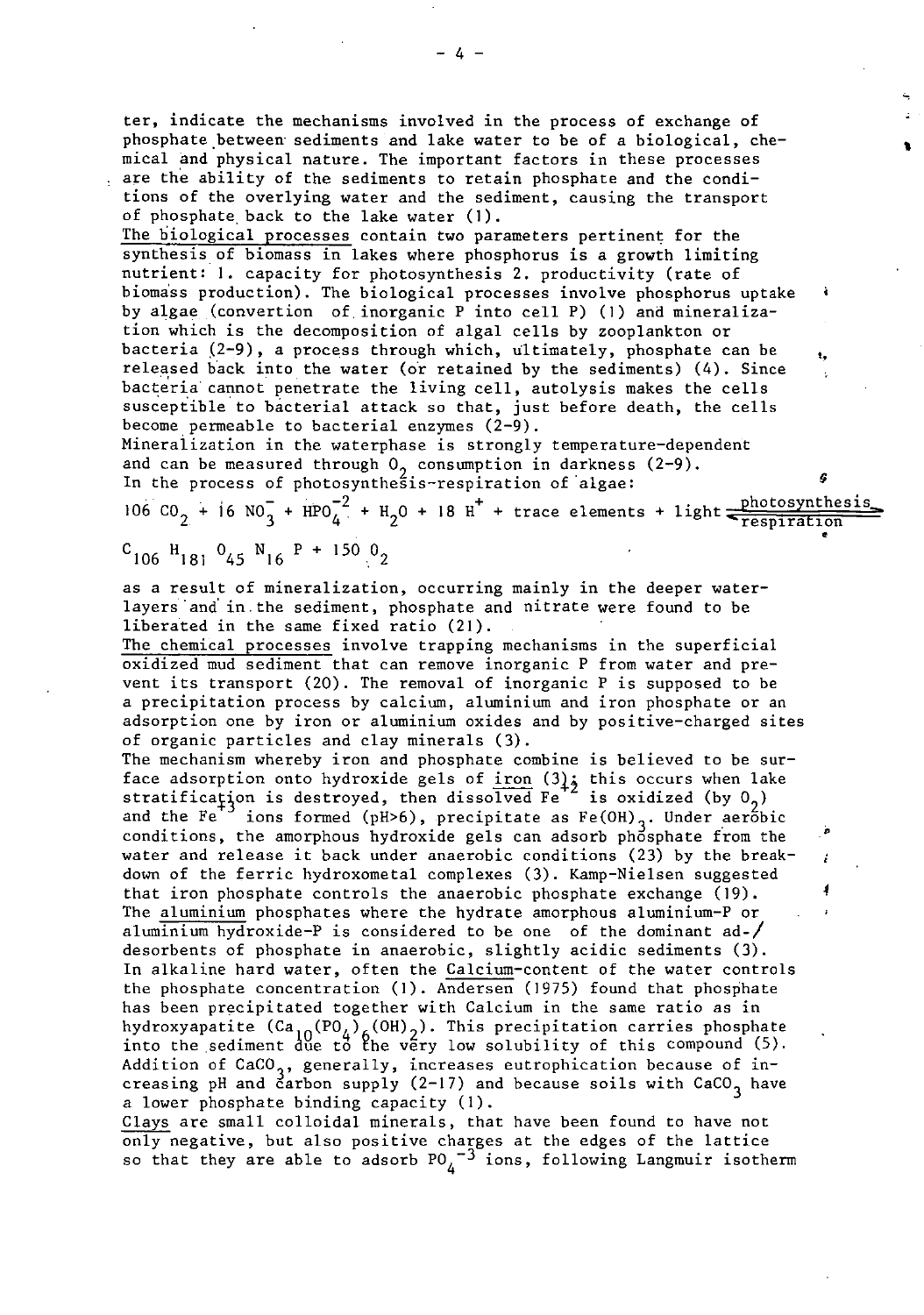ter, indicate the mechanisms involved in the process of exchange of phosphate between sediments and lake water to be of a biological, chemical and physical nature. The important factors in these processes are the ability of the sediments to retain phosphate and the conditions of the overlying water and the sediment, causing the transport of phosphate back to the lake water (1).

The biological processes contain two parameters pertinent for the synthesis of biomass in lakes where phosphorus is a growth limiting nutrient: 1. capacity for photosynthesis 2. productivity (rate of biomass production). The biological processes involve phosphorus uptake by algae (convertion of inorganic P into cell P) (1) and mineralization which is the decomposition of algal cells by zooplankton or bacteria (2-9), a process through which, ultimately, phosphate can be released back into the water (or retained by the sediments) (4). Since bacteria cannot penetrate the living cell, autolysis makes the cells susceptible to bacterial attack so that, just before death, the cells become permeable to bacterial enzymes (2-9).

Mineralization in the waterphase is strongly temperature-dependent and can be measured through $O_2$ consumption in darkness (2-9).

In the process of photosynthesis-respiration of algae:

$$106\ CO_2 + 16\ NO_3^- + HPO_4^{-2} + H_2O + 18\ H^+ + \text{trace elements} + \text{light} \underset{\text{respiration}}{\overset{\text{photosynthesis}}{\rightleftharpoons}} C_{106}H_{181}O_{45}N_{16}P + 150\ O_2$$

as a result of mineralization, occurring mainly in the deeper waterlayers and in the sediment, phosphate and nitrate were found to be liberated in the same fixed ratio (21).

The chemical processes involve trapping mechanisms in the superficial oxidized mud sediment that can remove inorganic P from water and prevent its transport (20). The removal of inorganic P is supposed to be a precipitation process by calcium, aluminium and iron phosphate or an adsorption one by iron or aluminium oxides and by positive-charged sites of organic particles and clay minerals (3).

The mechanism whereby iron and phosphate combine is believed to be surface adsorption onto hydroxide gels of iron (3); this occurs when lake stratification is destroyed, then dissolved $Fe^{+2}$ is oxidized (by $O_2$) and the $Fe^{+3}$ ions formed (pH>6), precipitate as $Fe(OH)_3$. Under aerobic conditions, the amorphous hydroxide gels can adsorb phosphate from the water and release it back under anaerobic conditions (23) by the breakdown of the ferric hydroxometal complexes (3). Kamp-Nielsen suggested that iron phosphate controls the anaerobic phosphate exchange (19).

The aluminium phosphates where the hydrate amorphous aluminium-P or aluminium hydroxide-P is considered to be one of the dominant ad-/desorbents of phosphate in anaerobic, slightly acidic sediments (3).

In alkaline hard water, often the Calcium-content of the water controls the phosphate concentration (1). Andersen (1975) found that phosphate has been precipitated together with Calcium in the same ratio as in hydroxyapatite ($Ca_{10}(PO_4)_6(OH)_2$). This precipitation carries phosphate into the sediment due to the very low solubility of this compound (5). Addition of $CaCO_3$, generally, increases eutrophication because of increasing pH and carbon supply (2-17) and because soils with $CaCO_3$ have a lower phosphate binding capacity (1).

Clays are small colloidal minerals, that have been found to have not only negative, but also positive charges at the edges of the lattice so that they are able to adsorb $PO_4^{-3}$ ions, following Langmuir isotherm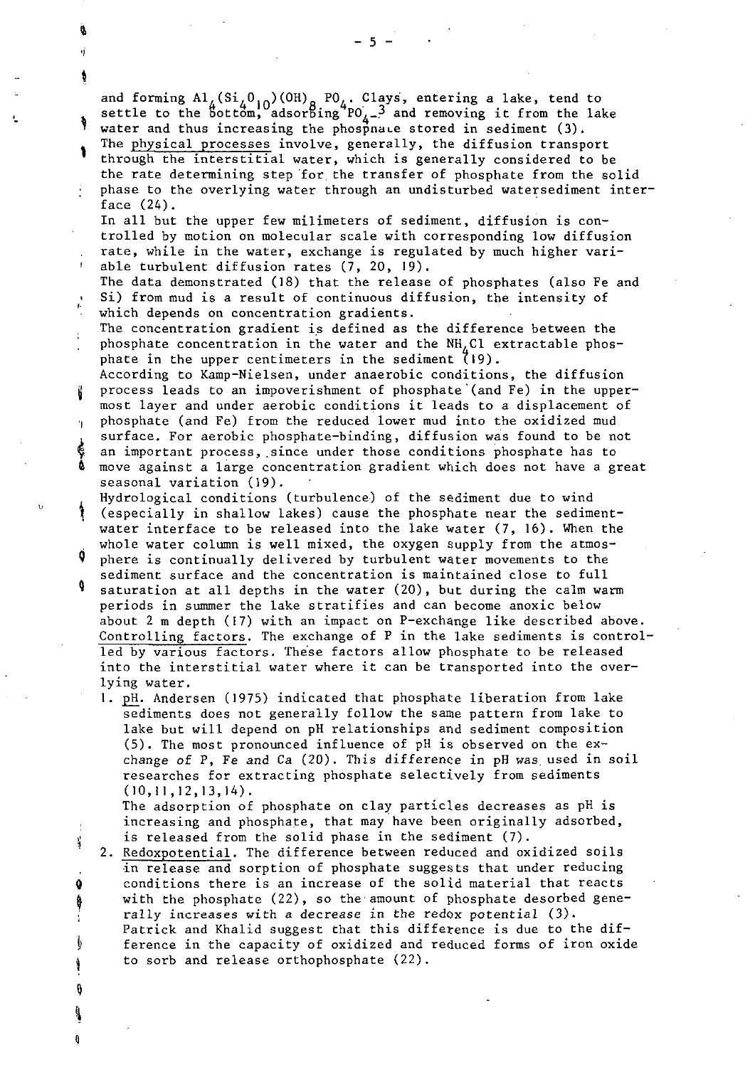and forming $Al_4(Si_4O_{10})(OH)_8 PO_4$. Clays, entering a lake, tend to settle to the bottom, adsorbing $PO_4^{-3}$ and removing it from the lake water and thus increasing the phosphate stored in sediment (3).

The <u>physical processes</u> involve, generally, the diffusion transport through the interstitial water, which is generally considered to be the rate determining step for the transfer of phosphate from the solid phase to the overlying water through an undisturbed watersediment interface (24).

In all but the upper few milimeters of sediment, diffusion is controlled by motion on molecular scale with corresponding low diffusion rate, while in the water, exchange is regulated by much higher variable turbulent diffusion rates (7, 20, 19).

The data demonstrated (18) that the release of phosphates (also Fe and Si) from mud is a result of continuous diffusion, the intensity of which depends on concentration gradients.

The concentration gradient is defined as the difference between the phosphate concentration in the water and the $NH_4Cl$ extractable phosphate in the upper centimeters in the sediment (19).

According to Kamp-Nielsen, under anaerobic conditions, the diffusion process leads to an impoverishment of phosphate (and Fe) in the uppermost layer and under aerobic conditions it leads to a displacement of phosphate (and Fe) from the reduced lower mud into the oxidized mud surface. For aerobic phosphate-binding, diffusion was found to be not an important process, since under those conditions phosphate has to move against a large concentration gradient which does not have a great seasonal variation (19).

Hydrological conditions (turbulence) of the sediment due to wind (especially in shallow lakes) cause the phosphate near the sediment-water interface to be released into the lake water (7, 16). When the whole water column is well mixed, the oxygen supply from the atmosphere is continually delivered by turbulent water movements to the sediment surface and the concentration is maintained close to full saturation at all depths in the water (20), but during the calm warm periods in summer the lake stratifies and can become anoxic below about 2 m depth (17) with an impact on P-exchange like described above.

<u>Controlling factors</u>. The exchange of P in the lake sediments is controlled by various factors. These factors allow phosphate to be released into the interstitial water where it can be transported into the overlying water.

1. <u>pH</u>. Andersen (1975) indicated that phosphate liberation from lake sediments does not generally follow the same pattern from lake to lake but will depend on pH relationships and sediment composition (5). The most pronounced influence of pH is observed on the exchange of P, Fe and Ca (20). This difference in pH was used in soil researches for extracting phosphate selectively from sediments (10,11,12,13,14).

   The adsorption of phosphate on clay particles decreases as pH is increasing and phosphate, that may have been originally adsorbed, is released from the solid phase in the sediment (7).

2. <u>Redoxpotential</u>. The difference between reduced and oxidized soils in release and sorption of phosphate suggests that under reducing conditions there is an increase of the solid material that reacts with the phosphate (22), so the amount of phosphate desorbed generally increases with a decrease in the redox potential (3). Patrick and Khalid suggest that this difference is due to the difference in the capacity of oxidized and reduced forms of iron oxide to sorb and release orthophosphate (22).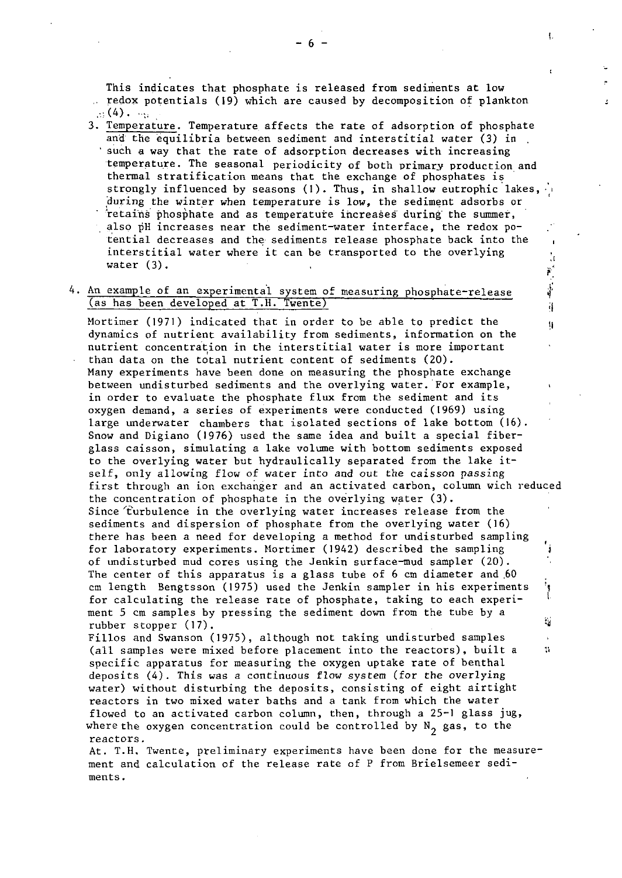This indicates that phosphate is released from sediments at low redox potentials (19) which are caused by decomposition of plankton (4).

3. <u>Temperature</u>. Temperature affects the rate of adsorption of phosphate and the equilibria between sediment and interstitial water (3) in such a way that the rate of adsorption decreases with increasing temperature. The seasonal periodicity of both primary production and thermal stratification means that the exchange of phosphates is strongly influenced by seasons (1). Thus, in shallow eutrophic lakes, during the winter when temperature is low, the sediment adsorbs or retains phosphate and as temperature increases during the summer, also pH increases near the sediment-water interface, the redox potential decreases and the sediments release phosphate back into the interstitial water where it can be transported to the overlying water (3).

4. <u>An example of an experimental system of measuring phosphate-release (as has been developed at T.H. Twente)</u>

Mortimer (1971) indicated that in order to be able to predict the dynamics of nutrient availability from sediments, information on the nutrient concentration in the interstitial water is more important than data on the total nutrient content of sediments (20).
Many experiments have been done on measuring the phosphate exchange between undisturbed sediments and the overlying water. For example, in order to evaluate the phosphate flux from the sediment and its oxygen demand, a series of experiments were conducted (1969) using large underwater chambers that isolated sections of lake bottom (16). Snow and Digiano (1976) used the same idea and built a special fiberglass caisson, simulating a lake volume with bottom sediments exposed to the overlying water but hydraulically separated from the lake itself, only allowing flow of water into and out the caisson passing first through an ion exchanger and an activated carbon, column wich reduced the concentration of phosphate in the overlying water (3).
Since turbulence in the overlying water increases release from the sediments and dispersion of phosphate from the overlying water (16) there has been a need for developing a method for undisturbed sampling for laboratory experiments. Mortimer (1942) described the sampling of undisturbed mud cores using the Jenkin surface-mud sampler (20). The center of this apparatus is a glass tube of 6 cm diameter and 60 cm length Bengtsson (1975) used the Jenkin sampler in his experiments for calculating the release rate of phosphate, taking to each experiment 5 cm samples by pressing the sediment down from the tube by a rubber stopper (17).
Fillos and Swanson (1975), although not taking undisturbed samples (all samples were mixed before placement into the reactors), built a specific apparatus for measuring the oxygen uptake rate of benthal deposits (4). This was a continuous flow system (for the overlying water) without disturbing the deposits, consisting of eight airtight reactors in two mixed water baths and a tank from which the water flowed to an activated carbon column, then, through a 25-l glass jug, where the oxygen concentration could be controlled by $N_2$ gas, to the reactors.
At. T.H. Twente, preliminary experiments have been done for the measurement and calculation of the release rate of P from Brielsemeer sediments.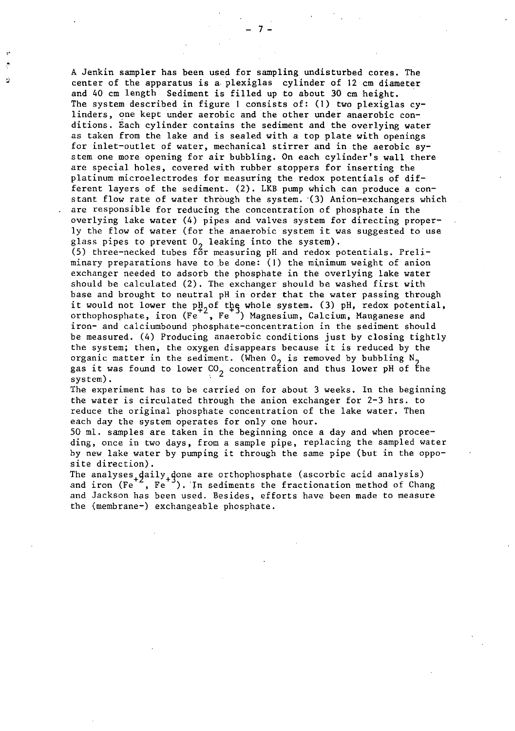A Jenkin sampler has been used for sampling undisturbed cores. The center of the apparatus is a plexiglas cylinder of 12 cm diameter and 40 cm length Sediment is filled up to about 30 cm height. The system described in figure 1 consists of: (1) two plexiglas cylinders, one kept under aerobic and the other under anaerobic conditions. Each cylinder contains the sediment and the overlying water as taken from the lake and is sealed with a top plate with openings for inlet-outlet of water, mechanical stirrer and in the aerobic system one more opening for air bubbling. On each cylinder's wall there are special holes, covered with rubber stoppers for inserting the platinum microelectrodes for measuring the redox potentials of different layers of the sediment. (2). LKB pump which can produce a constant flow rate of water through the system. (3) Anion-exchangers which are responsible for reducing the concentration of phosphate in the overlying lake water (4) pipes and valves system for directing properly the flow of water (for the anaerobic system it was suggested to use glass pipes to prevent $O_2$ leaking into the system).
(5) three-necked tubes for measuring pH and redox potentials. Preliminary preparations have to be done: (1) the minimum weight of anion exchanger needed to adsorb the phosphate in the overlying lake water should be calculated (2). The exchanger should be washed first with base and brought to neutral pH in order that the water passing through it would not lower the pH of the whole system. (3) pH, redox potential, orthophosphate, iron ($Fe^{+2}$, $Fe^{+3}$) Magnesium, Calcium, Manganese and iron- and calciumbound phosphate-concentration in the sediment should be measured. (4) Producing anaerobic conditions just by closing tightly the system; then, the oxygen disappears because it is reduced by the organic matter in the sediment. (When $O_2$ is removed by bubbling $N_2$ gas it was found to lower $CO_2$ concentration and thus lower pH of the system).
The experiment has to be carried on for about 3 weeks. In the beginning the water is circulated through the anion exchanger for 2-3 hrs. to reduce the original phosphate concentration of the lake water. Then each day the system operates for only one hour.
50 ml. samples are taken in the beginning once a day and when proceeding, once in two days, from a sample pipe, replacing the sampled water by new lake water by pumping it through the same pipe (but in the opposite direction).
The analyses daily done are orthophosphate (ascorbic acid analysis) and iron ($Fe^{+2}$, $Fe^{+3}$). In sediments the fractionation method of Chang and Jackson has been used. Besides, efforts have been made to measure the (membrane-) exchangeable phosphate.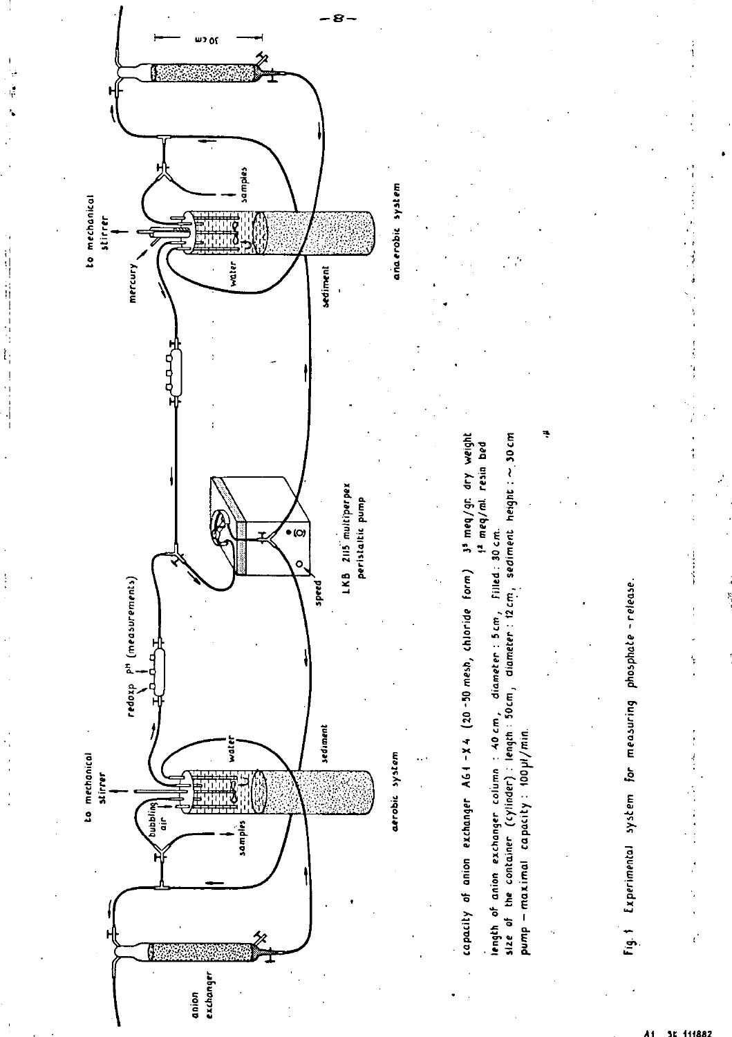capacity of anion exchanger AG 1 - X 4 (20 - 50 mesh, chloride form) 3[s] meq/gr. dry weight
1[2] meq/ml. resin bed

length of anion exchanger column : 40 cm, diameter : 5 cm, filled : 30 cm.
size of the container (cylinder) : length : 50 cm, diameter : 12 cm, sediment height : ~ 30 cm
pump - maximal capacity : 100 μl/min.

Fig. 1 Experimental system for measuring phosphate - release.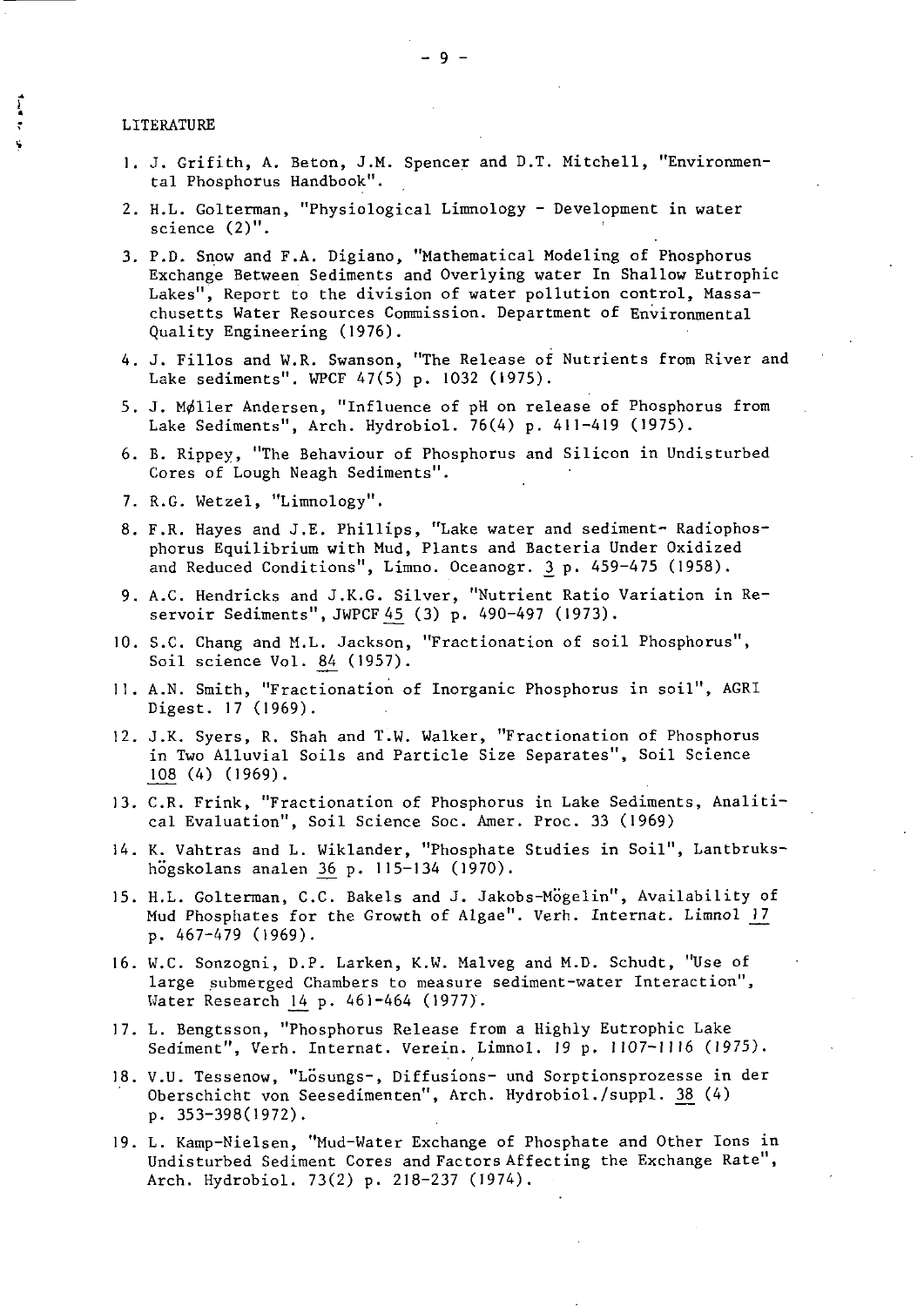## LITERATURE

1. J. Grifith, A. Beton, J.M. Spencer and D.T. Mitchell, "Environmental Phosphorus Handbook".
2. H.L. Golterman, "Physiological Limnology - Development in water science (2)".
3. P.D. Snow and F.A. Digiano, "Mathematical Modeling of Phosphorus Exchange Between Sediments and Overlying water In Shallow Eutrophic Lakes", Report to the division of water pollution control, Massachusetts Water Resources Commission. Department of Environmental Quality Engineering (1976).
4. J. Fillos and W.R. Swanson, "The Release of Nutrients from River and Lake sediments". WPCF 47(5) p. 1032 (1975).
5. J. Møller Andersen, "Influence of pH on release of Phosphorus from Lake Sediments", Arch. Hydrobiol. 76(4) p. 411-419 (1975).
6. B. Rippey, "The Behaviour of Phosphorus and Silicon in Undisturbed Cores of Lough Neagh Sediments".
7. R.G. Wetzel, "Limnology".
8. F.R. Hayes and J.E. Phillips, "Lake water and sediment- Radiophosphorus Equilibrium with Mud, Plants and Bacteria Under Oxidized and Reduced Conditions", Limno. Oceanogr. 3 p. 459-475 (1958).
9. A.C. Hendricks and J.K.G. Silver, "Nutrient Ratio Variation in Reservoir Sediments", JWPCF 45 (3) p. 490-497 (1973).
10. S.C. Chang and M.L. Jackson, "Fractionation of soil Phosphorus", Soil science Vol. 84 (1957).
11. A.N. Smith, "Fractionation of Inorganic Phosphorus in soil", AGRI Digest. 17 (1969).
12. J.K. Syers, R. Shah and T.W. Walker, "Fractionation of Phosphorus in Two Alluvial Soils and Particle Size Separates", Soil Science 108 (4) (1969).
13. C.R. Frink, "Fractionation of Phosphorus in Lake Sediments, Analitical Evaluation", Soil Science Soc. Amer. Proc. 33 (1969)
14. K. Vahtras and L. Wiklander, "Phosphate Studies in Soil", Lantbrukshögskolans analen 36 p. 115-134 (1970).
15. H.L. Golterman, C.C. Bakels and J. Jakobs-Mögelin", Availability of Mud Phosphates for the Growth of Algae". Verh. Internat. Limnol 17 p. 467-479 (1969).
16. W.C. Sonzogni, D.P. Larken, K.W. Malveg and M.D. Schudt, "Use of large submerged Chambers to measure sediment-water Interaction", Water Research 14 p. 461-464 (1977).
17. L. Bengtsson, "Phosphorus Release from a Highly Eutrophic Lake Sediment", Verh. Internat. Verein. Limnol. 19 p. 1107-1116 (1975).
18. V.U. Tessenow, "Lösungs-, Diffusions- und Sorptionsprozesse in der Oberschicht von Seesedimenten", Arch. Hydrobiol./suppl. 38 (4) p. 353-398(1972).
19. L. Kamp-Nielsen, "Mud-Water Exchange of Phosphate and Other Ions in Undisturbed Sediment Cores and Factors Affecting the Exchange Rate", Arch. Hydrobiol. 73(2) p. 218-237 (1974).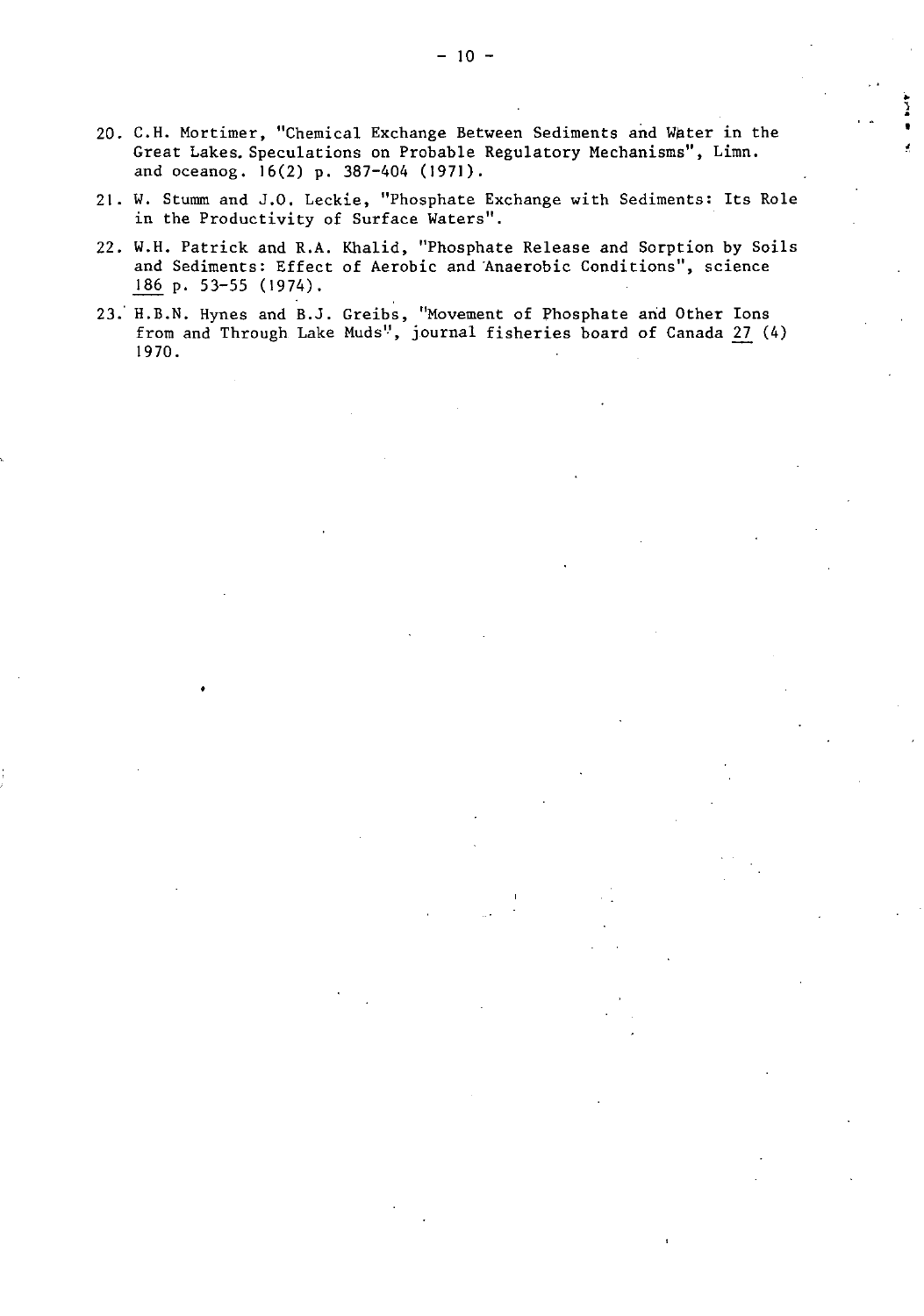20. C.H. Mortimer, "Chemical Exchange Between Sediments and Water in the Great Lakes. Speculations on Probable Regulatory Mechanisms", Limn. and oceanog. 16(2) p. 387-404 (1971).

21. W. Stumm and J.O. Leckie, "Phosphate Exchange with Sediments: Its Role in the Productivity of Surface Waters".

22. W.H. Patrick and R.A. Khalid, "Phosphate Release and Sorption by Soils and Sediments: Effect of Aerobic and Anaerobic Conditions", science 186 p. 53-55 (1974).

23. H.B.N. Hynes and B.J. Greibs, "Movement of Phosphate and Other Ions from and Through Lake Muds", journal fisheries board of Canada 27 (4) 1970.